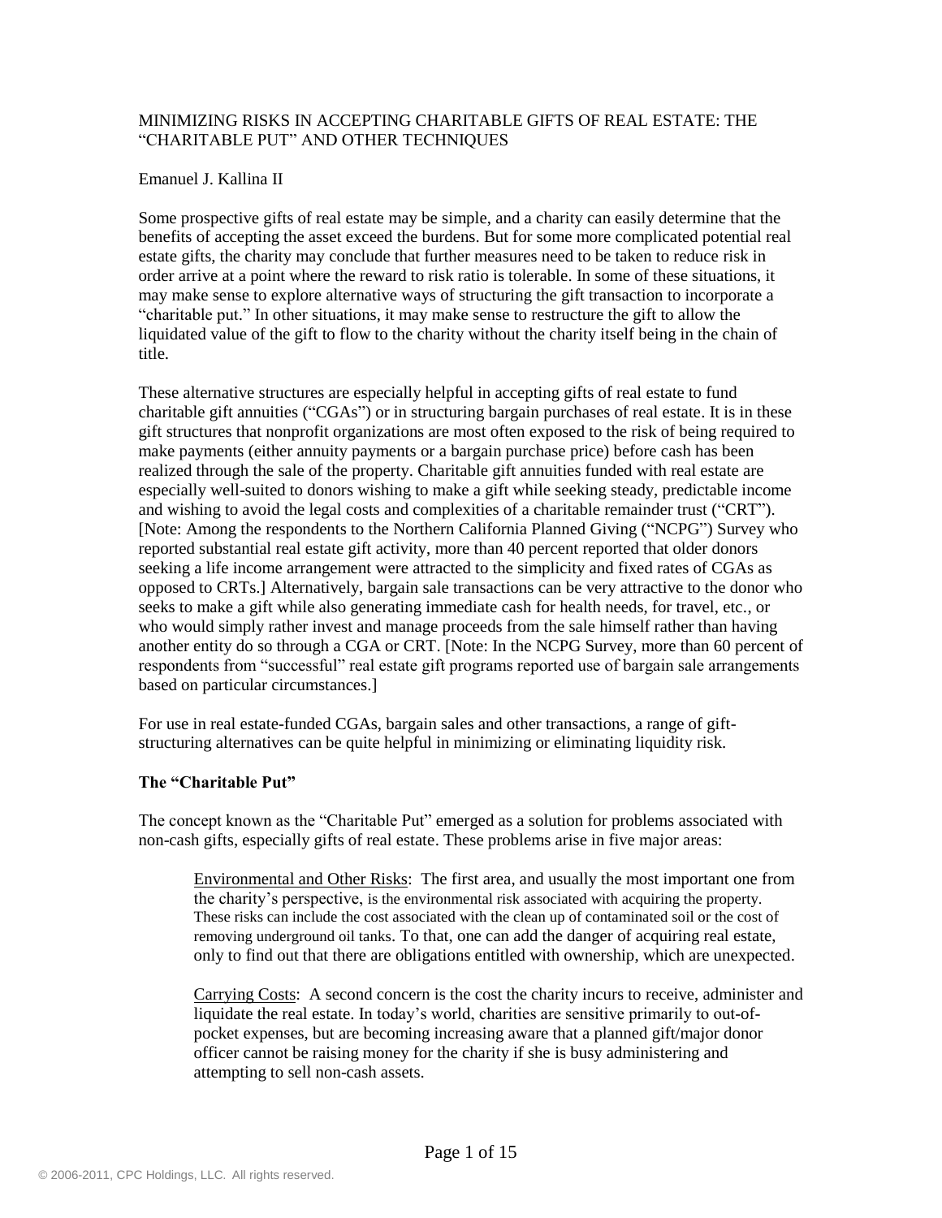# MINIMIZING RISKS IN ACCEPTING CHARITABLE GIFTS OF REAL ESTATE: THE "CHARITABLE PUT" AND OTHER TECHNIQUES

Emanuel J. Kallina II

Some prospective gifts of real estate may be simple, and a charity can easily determine that the benefits of accepting the asset exceed the burdens. But for some more complicated potential real estate gifts, the charity may conclude that further measures need to be taken to reduce risk in order arrive at a point where the reward to risk ratio is tolerable. In some of these situations, it may make sense to explore alternative ways of structuring the gift transaction to incorporate a "charitable put." In other situations, it may make sense to restructure the gift to allow the liquidated value of the gift to flow to the charity without the charity itself being in the chain of title.

These alternative structures are especially helpful in accepting gifts of real estate to fund charitable gift annuities ("CGAs") or in structuring bargain purchases of real estate. It is in these gift structures that nonprofit organizations are most often exposed to the risk of being required to make payments (either annuity payments or a bargain purchase price) before cash has been realized through the sale of the property. Charitable gift annuities funded with real estate are especially well-suited to donors wishing to make a gift while seeking steady, predictable income and wishing to avoid the legal costs and complexities of a charitable remainder trust ("CRT"). [Note: Among the respondents to the Northern California Planned Giving ("NCPG") Survey who reported substantial real estate gift activity, more than 40 percent reported that older donors seeking a life income arrangement were attracted to the simplicity and fixed rates of CGAs as opposed to CRTs.] Alternatively, bargain sale transactions can be very attractive to the donor who seeks to make a gift while also generating immediate cash for health needs, for travel, etc., or who would simply rather invest and manage proceeds from the sale himself rather than having another entity do so through a CGA or CRT. [Note: In the NCPG Survey, more than 60 percent of respondents from "successful" real estate gift programs reported use of bargain sale arrangements based on particular circumstances.]

For use in real estate-funded CGAs, bargain sales and other transactions, a range of gift-structuring alternatives can be quite helpful in minimizing or eliminating liquidity risk.

## The "Charitable Put"

The concept known as the "Charitable Put" emerged as a solution for problems associated with non-cash gifts, especially gifts of real estate. These problems arise in five major areas:

> Environmental and Other Risks: The first area, and usually the most important one from the charity's perspective, is the environmental risk associated with acquiring the property. These risks can include the cost associated with the clean up of contaminated soil or the cost of removing underground oil tanks. To that, one can add the danger of acquiring real estate, only to find out that there are obligations entitled with ownership, which are unexpected.
>
> Carrying Costs: A second concern is the cost the charity incurs to receive, administer and liquidate the real estate. In today's world, charities are sensitive primarily to out-of-pocket expenses, but are becoming increasing aware that a planned gift/major donor officer cannot be raising money for the charity if she is busy administering and attempting to sell non-cash assets.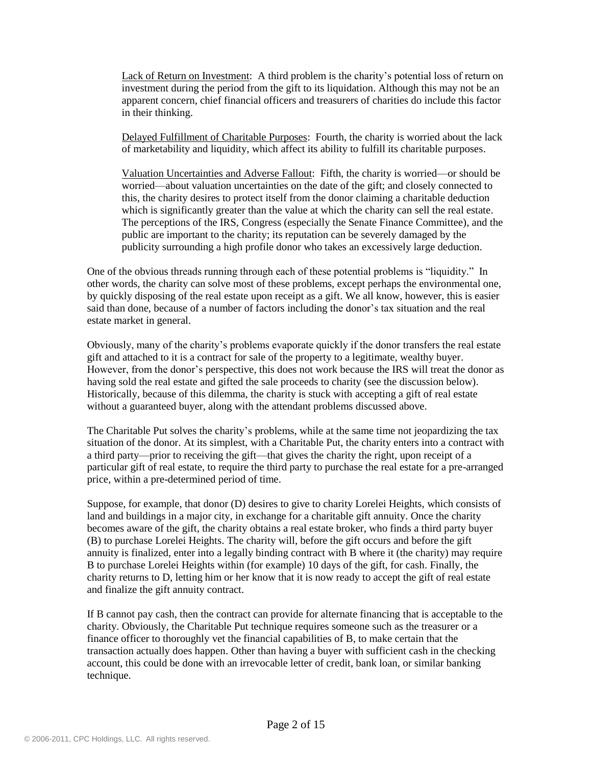Lack of Return on Investment: A third problem is the charity's potential loss of return on investment during the period from the gift to its liquidation. Although this may not be an apparent concern, chief financial officers and treasurers of charities do include this factor in their thinking.

Delayed Fulfillment of Charitable Purposes: Fourth, the charity is worried about the lack of marketability and liquidity, which affect its ability to fulfill its charitable purposes.

Valuation Uncertainties and Adverse Fallout: Fifth, the charity is worried—or should be worried—about valuation uncertainties on the date of the gift; and closely connected to this, the charity desires to protect itself from the donor claiming a charitable deduction which is significantly greater than the value at which the charity can sell the real estate. The perceptions of the IRS, Congress (especially the Senate Finance Committee), and the public are important to the charity; its reputation can be severely damaged by the publicity surrounding a high profile donor who takes an excessively large deduction.

One of the obvious threads running through each of these potential problems is "liquidity." In other words, the charity can solve most of these problems, except perhaps the environmental one, by quickly disposing of the real estate upon receipt as a gift. We all know, however, this is easier said than done, because of a number of factors including the donor's tax situation and the real estate market in general.

Obviously, many of the charity's problems evaporate quickly if the donor transfers the real estate gift and attached to it is a contract for sale of the property to a legitimate, wealthy buyer. However, from the donor's perspective, this does not work because the IRS will treat the donor as having sold the real estate and gifted the sale proceeds to charity (see the discussion below). Historically, because of this dilemma, the charity is stuck with accepting a gift of real estate without a guaranteed buyer, along with the attendant problems discussed above.

The Charitable Put solves the charity's problems, while at the same time not jeopardizing the tax situation of the donor. At its simplest, with a Charitable Put, the charity enters into a contract with a third party—prior to receiving the gift—that gives the charity the right, upon receipt of a particular gift of real estate, to require the third party to purchase the real estate for a pre-arranged price, within a pre-determined period of time.

Suppose, for example, that donor (D) desires to give to charity Lorelei Heights, which consists of land and buildings in a major city, in exchange for a charitable gift annuity. Once the charity becomes aware of the gift, the charity obtains a real estate broker, who finds a third party buyer (B) to purchase Lorelei Heights. The charity will, before the gift occurs and before the gift annuity is finalized, enter into a legally binding contract with B where it (the charity) may require B to purchase Lorelei Heights within (for example) 10 days of the gift, for cash. Finally, the charity returns to D, letting him or her know that it is now ready to accept the gift of real estate and finalize the gift annuity contract.

If B cannot pay cash, then the contract can provide for alternate financing that is acceptable to the charity. Obviously, the Charitable Put technique requires someone such as the treasurer or a finance officer to thoroughly vet the financial capabilities of B, to make certain that the transaction actually does happen. Other than having a buyer with sufficient cash in the checking account, this could be done with an irrevocable letter of credit, bank loan, or similar banking technique.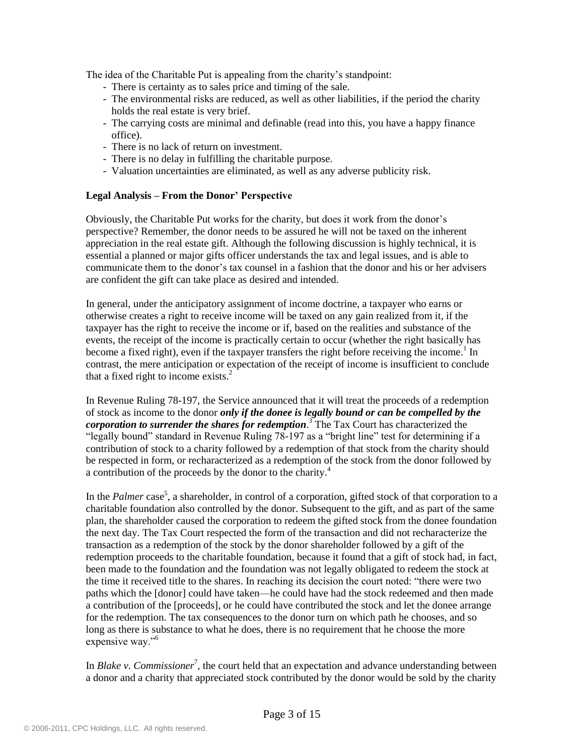The idea of the Charitable Put is appealing from the charity's standpoint:

- There is certainty as to sales price and timing of the sale.
- The environmental risks are reduced, as well as other liabilities, if the period the charity holds the real estate is very brief.
- The carrying costs are minimal and definable (read into this, you have a happy finance office).
- There is no lack of return on investment.
- There is no delay in fulfilling the charitable purpose.
- Valuation uncertainties are eliminated, as well as any adverse publicity risk.

**Legal Analysis – From the Donor' Perspective**

Obviously, the Charitable Put works for the charity, but does it work from the donor's perspective? Remember, the donor needs to be assured he will not be taxed on the inherent appreciation in the real estate gift. Although the following discussion is highly technical, it is essential a planned or major gifts officer understands the tax and legal issues, and is able to communicate them to the donor's tax counsel in a fashion that the donor and his or her advisers are confident the gift can take place as desired and intended.

In general, under the anticipatory assignment of income doctrine, a taxpayer who earns or otherwise creates a right to receive income will be taxed on any gain realized from it, if the taxpayer has the right to receive the income or if, based on the realities and substance of the events, the receipt of the income is practically certain to occur (whether the right basically has become a fixed right), even if the taxpayer transfers the right before receiving the income.[1] In contrast, the mere anticipation or expectation of the receipt of income is insufficient to conclude that a fixed right to income exists.[2]

In Revenue Ruling 78-197, the Service announced that it will treat the proceeds of a redemption of stock as income to the donor ***only if the donee is legally bound or can be compelled by the corporation to surrender the shares for redemption***.[3] The Tax Court has characterized the "legally bound" standard in Revenue Ruling 78-197 as a "bright line" test for determining if a contribution of stock to a charity followed by a redemption of that stock from the charity should be respected in form, or recharacterized as a redemption of the stock from the donor followed by a contribution of the proceeds by the donor to the charity.[4]

In the *Palmer* case[5], a shareholder, in control of a corporation, gifted stock of that corporation to a charitable foundation also controlled by the donor. Subsequent to the gift, and as part of the same plan, the shareholder caused the corporation to redeem the gifted stock from the donee foundation the next day. The Tax Court respected the form of the transaction and did not recharacterize the transaction as a redemption of the stock by the donor shareholder followed by a gift of the redemption proceeds to the charitable foundation, because it found that a gift of stock had, in fact, been made to the foundation and the foundation was not legally obligated to redeem the stock at the time it received title to the shares. In reaching its decision the court noted: "there were two paths which the [donor] could have taken—he could have had the stock redeemed and then made a contribution of the [proceeds], or he could have contributed the stock and let the donee arrange for the redemption. The tax consequences to the donor turn on which path he chooses, and so long as there is substance to what he does, there is no requirement that he choose the more expensive way."[6]

In *Blake v. Commissioner*[7], the court held that an expectation and advance understanding between a donor and a charity that appreciated stock contributed by the donor would be sold by the charity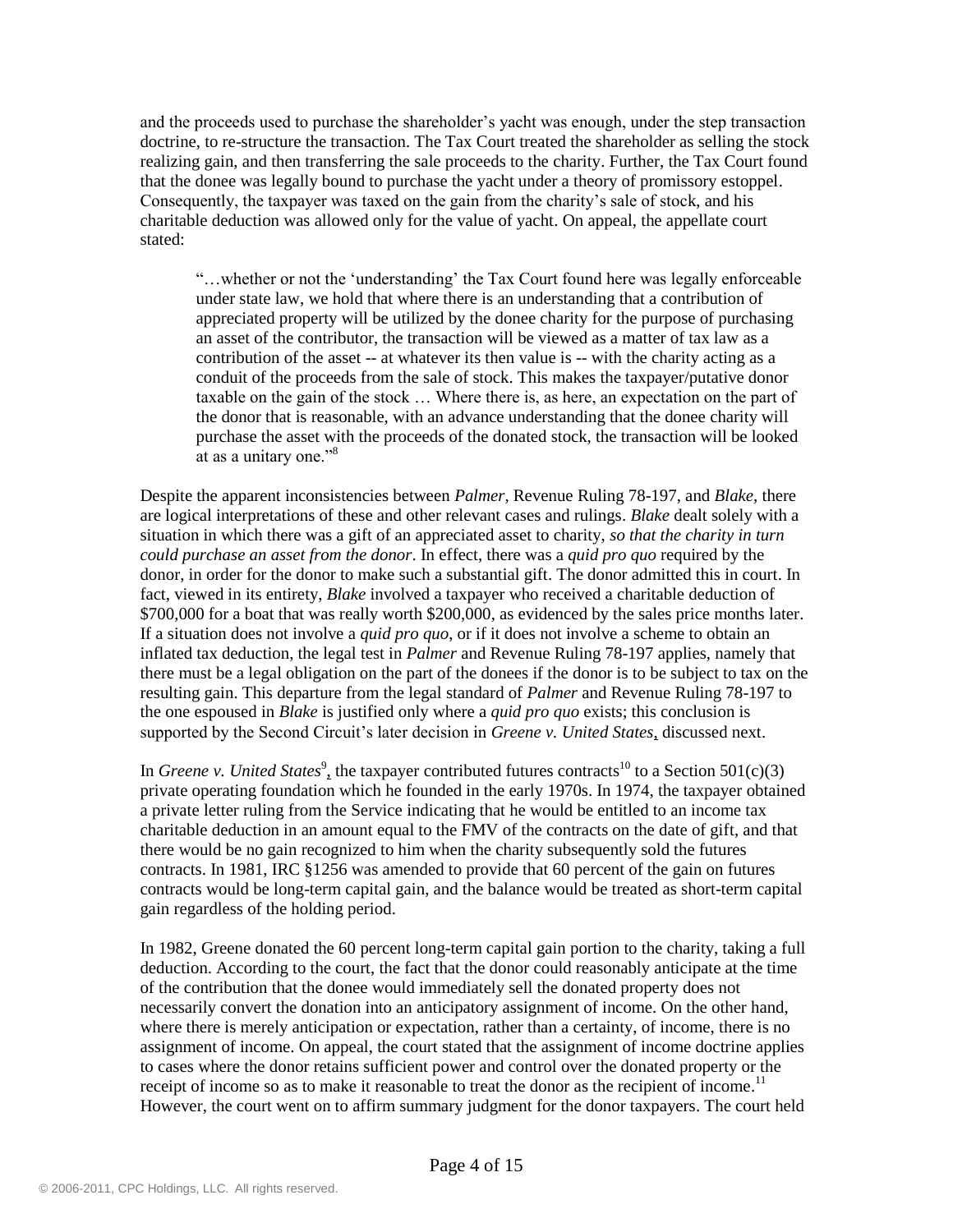and the proceeds used to purchase the shareholder's yacht was enough, under the step transaction doctrine, to re-structure the transaction. The Tax Court treated the shareholder as selling the stock realizing gain, and then transferring the sale proceeds to the charity. Further, the Tax Court found that the donee was legally bound to purchase the yacht under a theory of promissory estoppel. Consequently, the taxpayer was taxed on the gain from the charity's sale of stock, and his charitable deduction was allowed only for the value of yacht. On appeal, the appellate court stated:

> "…whether or not the 'understanding' the Tax Court found here was legally enforceable under state law, we hold that where there is an understanding that a contribution of appreciated property will be utilized by the donee charity for the purpose of purchasing an asset of the contributor, the transaction will be viewed as a matter of tax law as a contribution of the asset -- at whatever its then value is -- with the charity acting as a conduit of the proceeds from the sale of stock. This makes the taxpayer/putative donor taxable on the gain of the stock … Where there is, as here, an expectation on the part of the donor that is reasonable, with an advance understanding that the donee charity will purchase the asset with the proceeds of the donated stock, the transaction will be looked at as a unitary one."[8]

Despite the apparent inconsistencies between *Palmer*, Revenue Ruling 78-197, and *Blake*, there are logical interpretations of these and other relevant cases and rulings. *Blake* dealt solely with a situation in which there was a gift of an appreciated asset to charity, *so that the charity in turn could purchase an asset from the donor*. In effect, there was a *quid pro quo* required by the donor, in order for the donor to make such a substantial gift. The donor admitted this in court. In fact, viewed in its entirety, *Blake* involved a taxpayer who received a charitable deduction of $700,000 for a boat that was really worth $200,000, as evidenced by the sales price months later. If a situation does not involve a *quid pro quo*, or if it does not involve a scheme to obtain an inflated tax deduction, the legal test in *Palmer* and Revenue Ruling 78-197 applies, namely that there must be a legal obligation on the part of the donees if the donor is to be subject to tax on the resulting gain. This departure from the legal standard of *Palmer* and Revenue Ruling 78-197 to the one espoused in *Blake* is justified only where a *quid pro quo* exists; this conclusion is supported by the Second Circuit's later decision in *Greene v. United States*, discussed next.

In *Greene v. United States*[9], the taxpayer contributed futures contracts[10] to a Section 501(c)(3) private operating foundation which he founded in the early 1970s. In 1974, the taxpayer obtained a private letter ruling from the Service indicating that he would be entitled to an income tax charitable deduction in an amount equal to the FMV of the contracts on the date of gift, and that there would be no gain recognized to him when the charity subsequently sold the futures contracts. In 1981, IRC §1256 was amended to provide that 60 percent of the gain on futures contracts would be long-term capital gain, and the balance would be treated as short-term capital gain regardless of the holding period.

In 1982, Greene donated the 60 percent long-term capital gain portion to the charity, taking a full deduction. According to the court, the fact that the donor could reasonably anticipate at the time of the contribution that the donee would immediately sell the donated property does not necessarily convert the donation into an anticipatory assignment of income. On the other hand, where there is merely anticipation or expectation, rather than a certainty, of income, there is no assignment of income. On appeal, the court stated that the assignment of income doctrine applies to cases where the donor retains sufficient power and control over the donated property or the receipt of income so as to make it reasonable to treat the donor as the recipient of income.[11] However, the court went on to affirm summary judgment for the donor taxpayers. The court held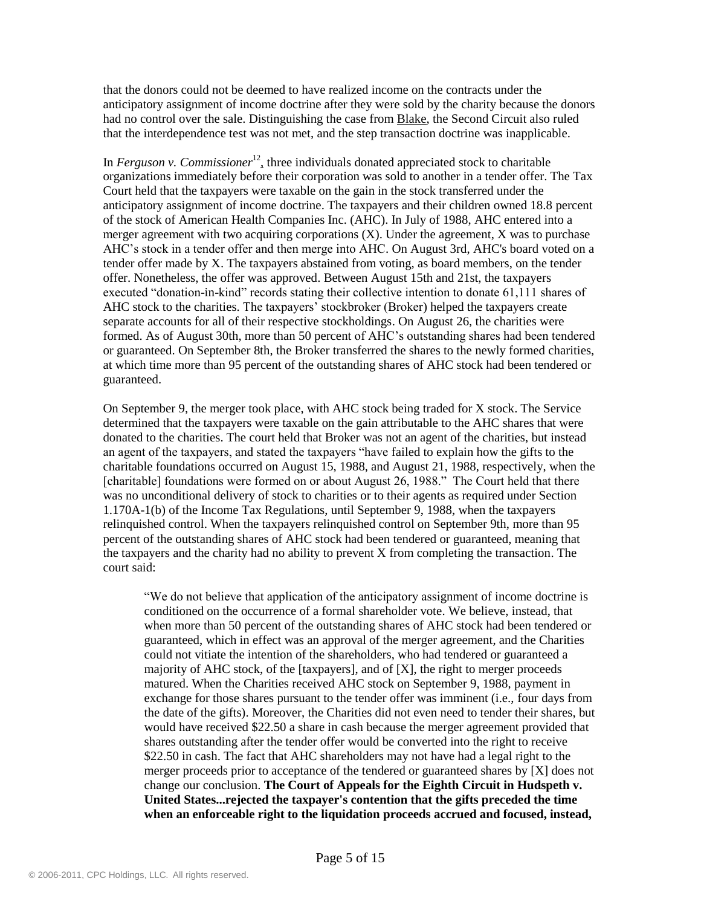that the donors could not be deemed to have realized income on the contracts under the anticipatory assignment of income doctrine after they were sold by the charity because the donors had no control over the sale. Distinguishing the case from Blake, the Second Circuit also ruled that the interdependence test was not met, and the step transaction doctrine was inapplicable.

In *Ferguson v. Commissioner*[12], three individuals donated appreciated stock to charitable organizations immediately before their corporation was sold to another in a tender offer. The Tax Court held that the taxpayers were taxable on the gain in the stock transferred under the anticipatory assignment of income doctrine. The taxpayers and their children owned 18.8 percent of the stock of American Health Companies Inc. (AHC). In July of 1988, AHC entered into a merger agreement with two acquiring corporations (X). Under the agreement, X was to purchase AHC's stock in a tender offer and then merge into AHC. On August 3rd, AHC's board voted on a tender offer made by X. The taxpayers abstained from voting, as board members, on the tender offer. Nonetheless, the offer was approved. Between August 15th and 21st, the taxpayers executed "donation-in-kind" records stating their collective intention to donate 61,111 shares of AHC stock to the charities. The taxpayers' stockbroker (Broker) helped the taxpayers create separate accounts for all of their respective stockholdings. On August 26, the charities were formed. As of August 30th, more than 50 percent of AHC's outstanding shares had been tendered or guaranteed. On September 8th, the Broker transferred the shares to the newly formed charities, at which time more than 95 percent of the outstanding shares of AHC stock had been tendered or guaranteed.

On September 9, the merger took place, with AHC stock being traded for X stock. The Service determined that the taxpayers were taxable on the gain attributable to the AHC shares that were donated to the charities. The court held that Broker was not an agent of the charities, but instead an agent of the taxpayers, and stated the taxpayers "have failed to explain how the gifts to the charitable foundations occurred on August 15, 1988, and August 21, 1988, respectively, when the [charitable] foundations were formed on or about August 26, 1988." The Court held that there was no unconditional delivery of stock to charities or to their agents as required under Section 1.170A-1(b) of the Income Tax Regulations, until September 9, 1988, when the taxpayers relinquished control. When the taxpayers relinquished control on September 9th, more than 95 percent of the outstanding shares of AHC stock had been tendered or guaranteed, meaning that the taxpayers and the charity had no ability to prevent X from completing the transaction. The court said:

> "We do not believe that application of the anticipatory assignment of income doctrine is conditioned on the occurrence of a formal shareholder vote. We believe, instead, that when more than 50 percent of the outstanding shares of AHC stock had been tendered or guaranteed, which in effect was an approval of the merger agreement, and the Charities could not vitiate the intention of the shareholders, who had tendered or guaranteed a majority of AHC stock, of the [taxpayers], and of [X], the right to merger proceeds matured. When the Charities received AHC stock on September 9, 1988, payment in exchange for those shares pursuant to the tender offer was imminent (i.e., four days from the date of the gifts). Moreover, the Charities did not even need to tender their shares, but would have received $22.50 a share in cash because the merger agreement provided that shares outstanding after the tender offer would be converted into the right to receive $22.50 in cash. The fact that AHC shareholders may not have had a legal right to the merger proceeds prior to acceptance of the tendered or guaranteed shares by [X] does not change our conclusion. **The Court of Appeals for the Eighth Circuit in Hudspeth v. United States...rejected the taxpayer's contention that the gifts preceded the time when an enforceable right to the liquidation proceeds accrued and focused, instead,**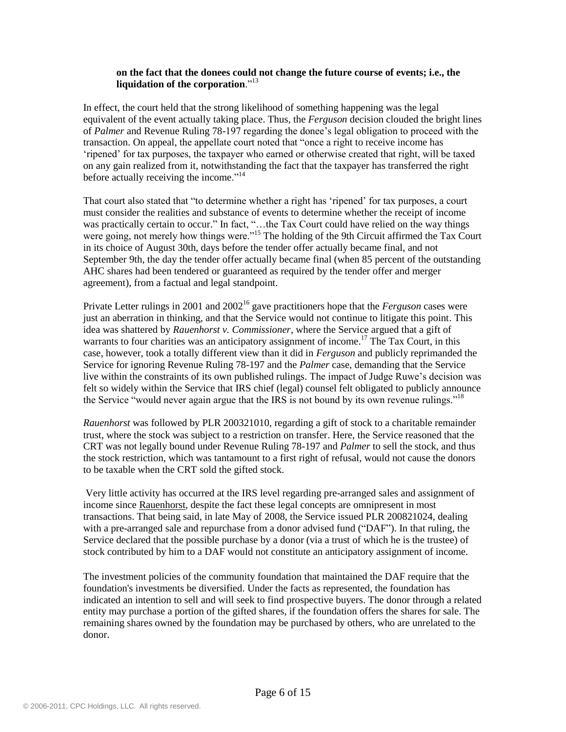**on the fact that the donees could not change the future course of events; i.e., the liquidation of the corporation**."[13]

In effect, the court held that the strong likelihood of something happening was the legal equivalent of the event actually taking place. Thus, the *Ferguson* decision clouded the bright lines of *Palmer* and Revenue Ruling 78-197 regarding the donee's legal obligation to proceed with the transaction. On appeal, the appellate court noted that "once a right to receive income has 'ripened' for tax purposes, the taxpayer who earned or otherwise created that right, will be taxed on any gain realized from it, notwithstanding the fact that the taxpayer has transferred the right before actually receiving the income."[14]

That court also stated that "to determine whether a right has 'ripened' for tax purposes, a court must consider the realities and substance of events to determine whether the receipt of income was practically certain to occur." In fact, "…the Tax Court could have relied on the way things were going, not merely how things were."[15] The holding of the 9th Circuit affirmed the Tax Court in its choice of August 30th, days before the tender offer actually became final, and not September 9th, the day the tender offer actually became final (when 85 percent of the outstanding AHC shares had been tendered or guaranteed as required by the tender offer and merger agreement), from a factual and legal standpoint.

Private Letter rulings in 2001 and 2002[16] gave practitioners hope that the *Ferguson* cases were just an aberration in thinking, and that the Service would not continue to litigate this point. This idea was shattered by *Rauenhorst v. Commissioner*, where the Service argued that a gift of warrants to four charities was an anticipatory assignment of income.[17] The Tax Court, in this case, however, took a totally different view than it did in *Ferguson* and publicly reprimanded the Service for ignoring Revenue Ruling 78-197 and the *Palmer* case, demanding that the Service live within the constraints of its own published rulings. The impact of Judge Ruwe's decision was felt so widely within the Service that IRS chief (legal) counsel felt obligated to publicly announce the Service "would never again argue that the IRS is not bound by its own revenue rulings."[18]

*Rauenhorst* was followed by PLR 200321010, regarding a gift of stock to a charitable remainder trust, where the stock was subject to a restriction on transfer. Here, the Service reasoned that the CRT was not legally bound under Revenue Ruling 78-197 and *Palmer* to sell the stock, and thus the stock restriction, which was tantamount to a first right of refusal, would not cause the donors to be taxable when the CRT sold the gifted stock.

Very little activity has occurred at the IRS level regarding pre-arranged sales and assignment of income since Rauenhorst, despite the fact these legal concepts are omnipresent in most transactions. That being said, in late May of 2008, the Service issued PLR 200821024, dealing with a pre-arranged sale and repurchase from a donor advised fund ("DAF"). In that ruling, the Service declared that the possible purchase by a donor (via a trust of which he is the trustee) of stock contributed by him to a DAF would not constitute an anticipatory assignment of income.

The investment policies of the community foundation that maintained the DAF require that the foundation's investments be diversified. Under the facts as represented, the foundation has indicated an intention to sell and will seek to find prospective buyers. The donor through a related entity may purchase a portion of the gifted shares, if the foundation offers the shares for sale. The remaining shares owned by the foundation may be purchased by others, who are unrelated to the donor.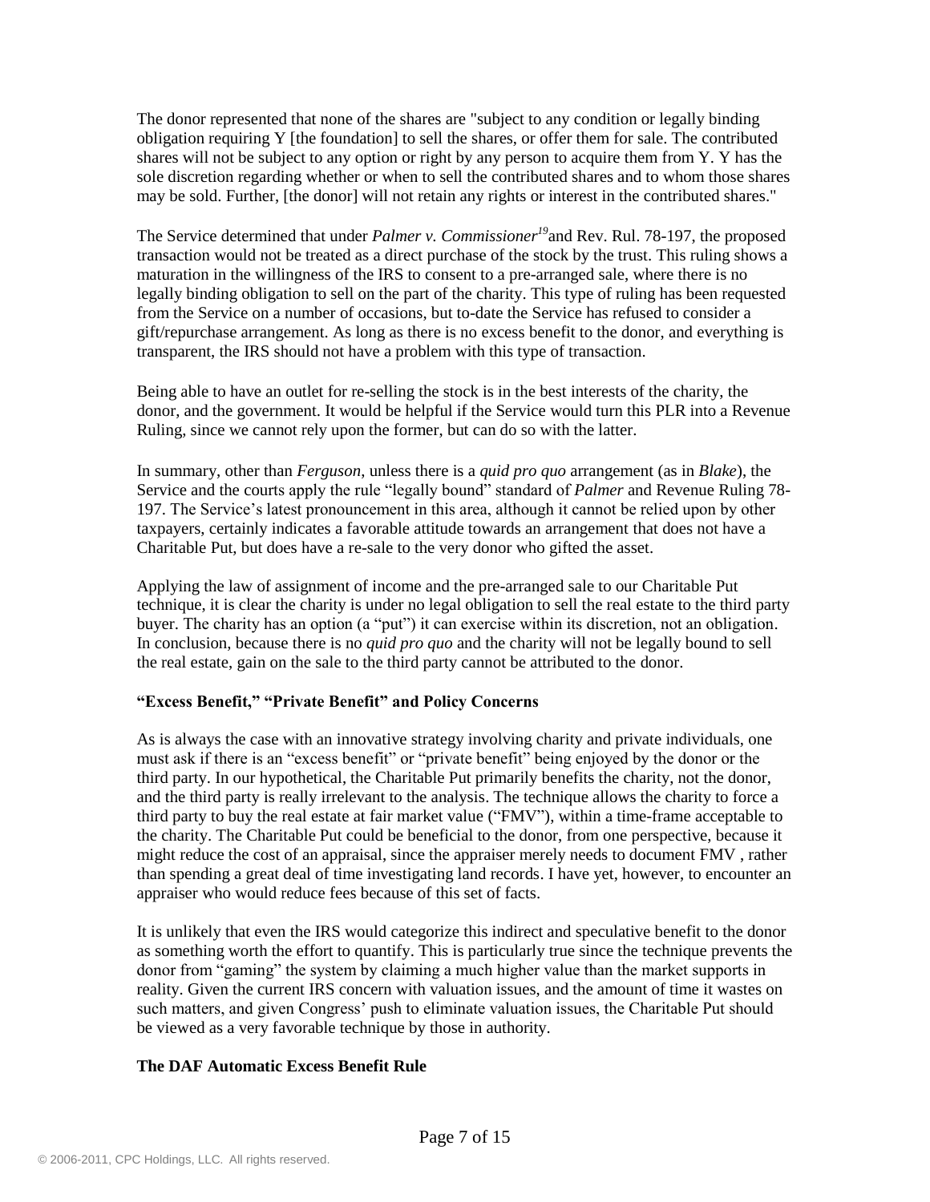The donor represented that none of the shares are "subject to any condition or legally binding obligation requiring Y [the foundation] to sell the shares, or offer them for sale. The contributed shares will not be subject to any option or right by any person to acquire them from Y. Y has the sole discretion regarding whether or when to sell the contributed shares and to whom those shares may be sold. Further, [the donor] will not retain any rights or interest in the contributed shares."

The Service determined that under *Palmer v. Commissioner*[19] and Rev. Rul. 78-197, the proposed transaction would not be treated as a direct purchase of the stock by the trust. This ruling shows a maturation in the willingness of the IRS to consent to a pre-arranged sale, where there is no legally binding obligation to sell on the part of the charity. This type of ruling has been requested from the Service on a number of occasions, but to-date the Service has refused to consider a gift/repurchase arrangement. As long as there is no excess benefit to the donor, and everything is transparent, the IRS should not have a problem with this type of transaction.

Being able to have an outlet for re-selling the stock is in the best interests of the charity, the donor, and the government. It would be helpful if the Service would turn this PLR into a Revenue Ruling, since we cannot rely upon the former, but can do so with the latter.

In summary, other than *Ferguson*, unless there is a *quid pro quo* arrangement (as in *Blake*), the Service and the courts apply the rule "legally bound" standard of *Palmer* and Revenue Ruling 78-197. The Service's latest pronouncement in this area, although it cannot be relied upon by other taxpayers, certainly indicates a favorable attitude towards an arrangement that does not have a Charitable Put, but does have a re-sale to the very donor who gifted the asset.

Applying the law of assignment of income and the pre-arranged sale to our Charitable Put technique, it is clear the charity is under no legal obligation to sell the real estate to the third party buyer. The charity has an option (a "put") it can exercise within its discretion, not an obligation. In conclusion, because there is no *quid pro quo* and the charity will not be legally bound to sell the real estate, gain on the sale to the third party cannot be attributed to the donor.

### "Excess Benefit," "Private Benefit" and Policy Concerns

As is always the case with an innovative strategy involving charity and private individuals, one must ask if there is an "excess benefit" or "private benefit" being enjoyed by the donor or the third party. In our hypothetical, the Charitable Put primarily benefits the charity, not the donor, and the third party is really irrelevant to the analysis. The technique allows the charity to force a third party to buy the real estate at fair market value ("FMV"), within a time-frame acceptable to the charity. The Charitable Put could be beneficial to the donor, from one perspective, because it might reduce the cost of an appraisal, since the appraiser merely needs to document FMV , rather than spending a great deal of time investigating land records. I have yet, however, to encounter an appraiser who would reduce fees because of this set of facts.

It is unlikely that even the IRS would categorize this indirect and speculative benefit to the donor as something worth the effort to quantify. This is particularly true since the technique prevents the donor from "gaming" the system by claiming a much higher value than the market supports in reality. Given the current IRS concern with valuation issues, and the amount of time it wastes on such matters, and given Congress' push to eliminate valuation issues, the Charitable Put should be viewed as a very favorable technique by those in authority.

### The DAF Automatic Excess Benefit Rule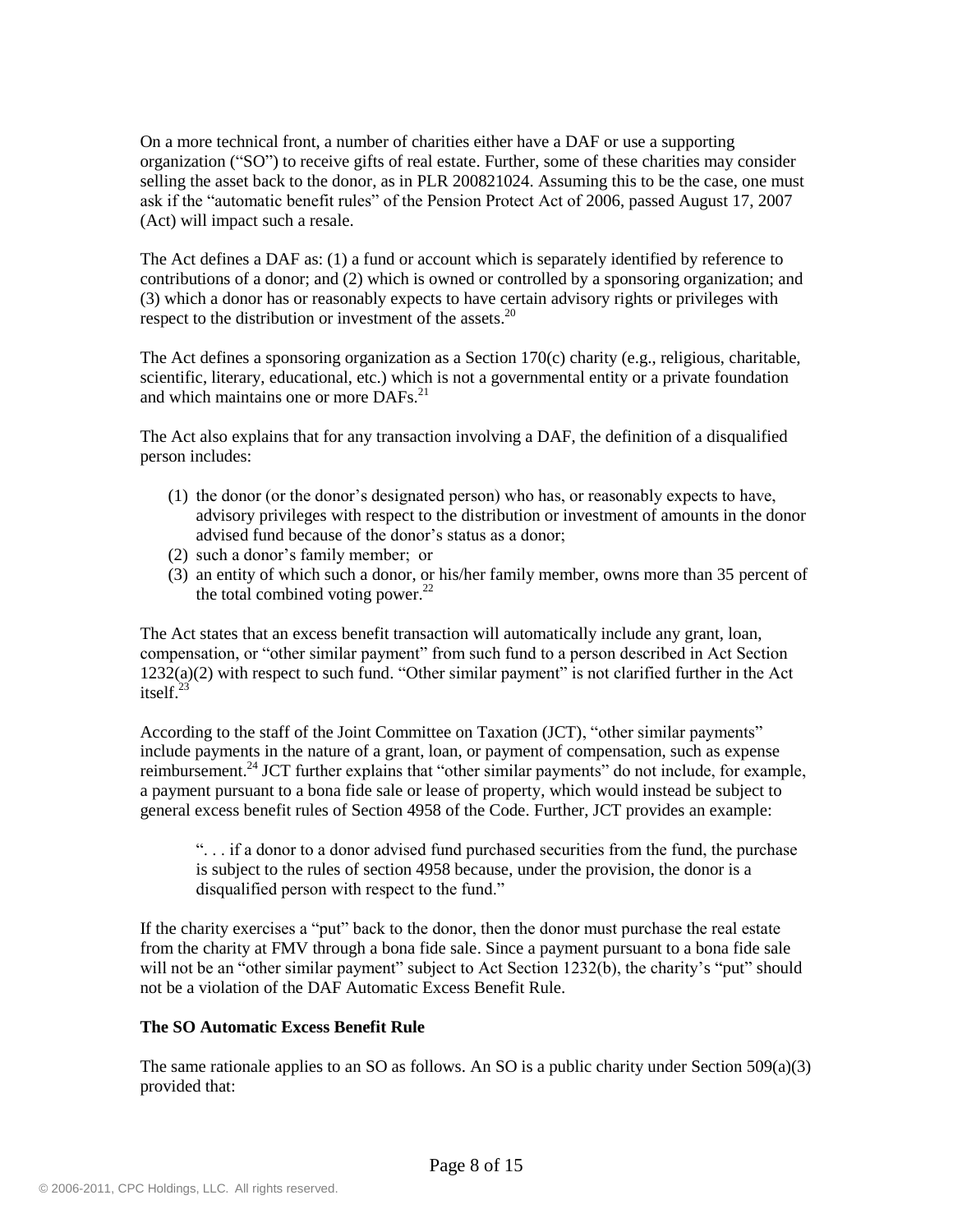On a more technical front, a number of charities either have a DAF or use a supporting organization ("SO") to receive gifts of real estate. Further, some of these charities may consider selling the asset back to the donor, as in PLR 200821024. Assuming this to be the case, one must ask if the "automatic benefit rules" of the Pension Protect Act of 2006, passed August 17, 2007 (Act) will impact such a resale.

The Act defines a DAF as: (1) a fund or account which is separately identified by reference to contributions of a donor; and (2) which is owned or controlled by a sponsoring organization; and (3) which a donor has or reasonably expects to have certain advisory rights or privileges with respect to the distribution or investment of the assets.[20]

The Act defines a sponsoring organization as a Section 170(c) charity (e.g., religious, charitable, scientific, literary, educational, etc.) which is not a governmental entity or a private foundation and which maintains one or more DAFs.[21]

The Act also explains that for any transaction involving a DAF, the definition of a disqualified person includes:

1. the donor (or the donor's designated person) who has, or reasonably expects to have, advisory privileges with respect to the distribution or investment of amounts in the donor advised fund because of the donor's status as a donor;
2. such a donor's family member; or
3. an entity of which such a donor, or his/her family member, owns more than 35 percent of the total combined voting power.[22]

The Act states that an excess benefit transaction will automatically include any grant, loan, compensation, or "other similar payment" from such fund to a person described in Act Section 1232(a)(2) with respect to such fund. "Other similar payment" is not clarified further in the Act itself.[23]

According to the staff of the Joint Committee on Taxation (JCT), "other similar payments" include payments in the nature of a grant, loan, or payment of compensation, such as expense reimbursement.[24] JCT further explains that "other similar payments" do not include, for example, a payment pursuant to a bona fide sale or lease of property, which would instead be subject to general excess benefit rules of Section 4958 of the Code. Further, JCT provides an example:

> ". . . if a donor to a donor advised fund purchased securities from the fund, the purchase is subject to the rules of section 4958 because, under the provision, the donor is a disqualified person with respect to the fund."

If the charity exercises a "put" back to the donor, then the donor must purchase the real estate from the charity at FMV through a bona fide sale. Since a payment pursuant to a bona fide sale will not be an "other similar payment" subject to Act Section 1232(b), the charity's "put" should not be a violation of the DAF Automatic Excess Benefit Rule.

**The SO Automatic Excess Benefit Rule**

The same rationale applies to an SO as follows. An SO is a public charity under Section 509(a)(3) provided that: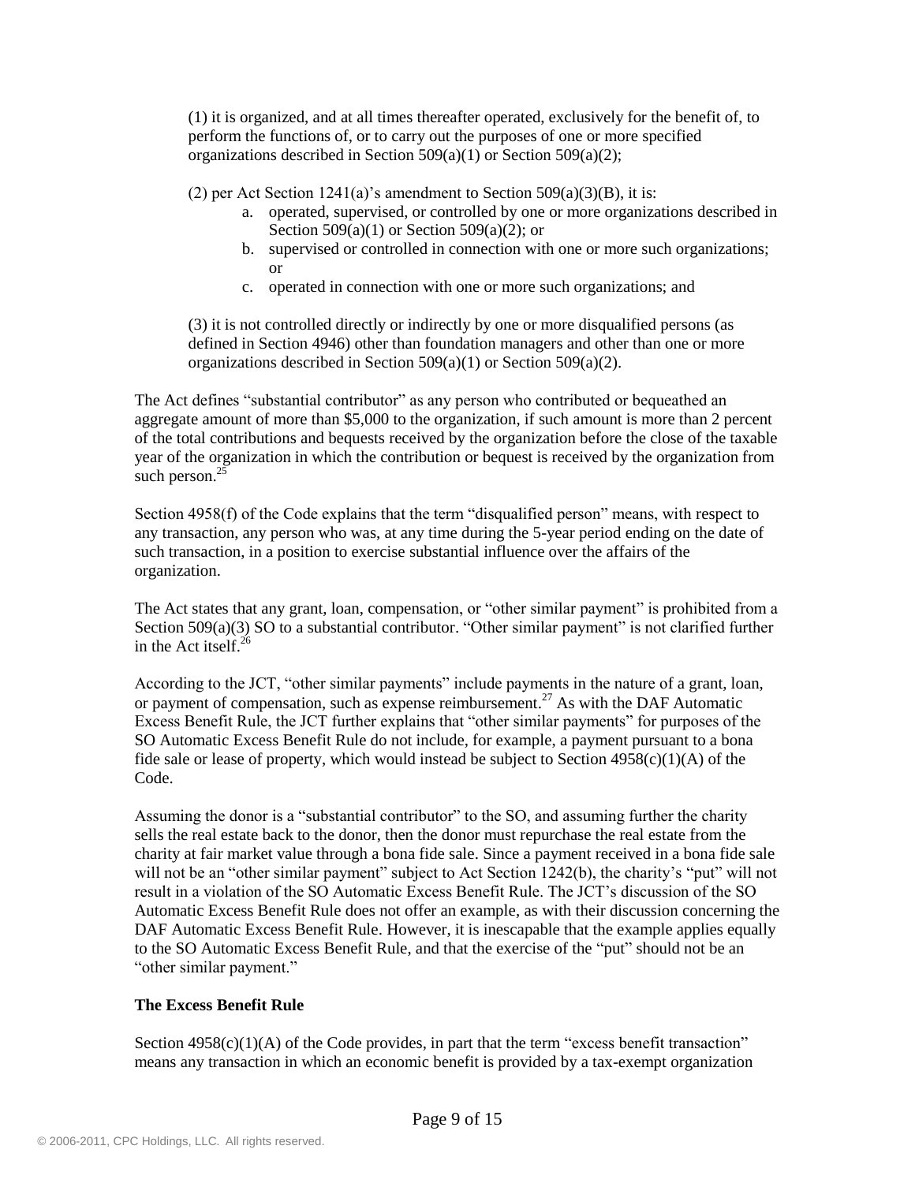(1) it is organized, and at all times thereafter operated, exclusively for the benefit of, to perform the functions of, or to carry out the purposes of one or more specified organizations described in Section 509(a)(1) or Section 509(a)(2);

(2) per Act Section 1241(a)'s amendment to Section 509(a)(3)(B), it is:

   a. operated, supervised, or controlled by one or more organizations described in Section 509(a)(1) or Section 509(a)(2); or
   b. supervised or controlled in connection with one or more such organizations; or
   c. operated in connection with one or more such organizations; and

(3) it is not controlled directly or indirectly by one or more disqualified persons (as defined in Section 4946) other than foundation managers and other than one or more organizations described in Section 509(a)(1) or Section 509(a)(2).

The Act defines "substantial contributor" as any person who contributed or bequeathed an aggregate amount of more than $5,000 to the organization, if such amount is more than 2 percent of the total contributions and bequests received by the organization before the close of the taxable year of the organization in which the contribution or bequest is received by the organization from such person.[25]

Section 4958(f) of the Code explains that the term "disqualified person" means, with respect to any transaction, any person who was, at any time during the 5-year period ending on the date of such transaction, in a position to exercise substantial influence over the affairs of the organization.

The Act states that any grant, loan, compensation, or "other similar payment" is prohibited from a Section 509(a)(3) SO to a substantial contributor. "Other similar payment" is not clarified further in the Act itself.[26]

According to the JCT, "other similar payments" include payments in the nature of a grant, loan, or payment of compensation, such as expense reimbursement.[27] As with the DAF Automatic Excess Benefit Rule, the JCT further explains that "other similar payments" for purposes of the SO Automatic Excess Benefit Rule do not include, for example, a payment pursuant to a bona fide sale or lease of property, which would instead be subject to Section 4958(c)(1)(A) of the Code.

Assuming the donor is a "substantial contributor" to the SO, and assuming further the charity sells the real estate back to the donor, then the donor must repurchase the real estate from the charity at fair market value through a bona fide sale. Since a payment received in a bona fide sale will not be an "other similar payment" subject to Act Section 1242(b), the charity's "put" will not result in a violation of the SO Automatic Excess Benefit Rule. The JCT's discussion of the SO Automatic Excess Benefit Rule does not offer an example, as with their discussion concerning the DAF Automatic Excess Benefit Rule. However, it is inescapable that the example applies equally to the SO Automatic Excess Benefit Rule, and that the exercise of the "put" should not be an "other similar payment."

**The Excess Benefit Rule**

Section 4958(c)(1)(A) of the Code provides, in part that the term "excess benefit transaction" means any transaction in which an economic benefit is provided by a tax-exempt organization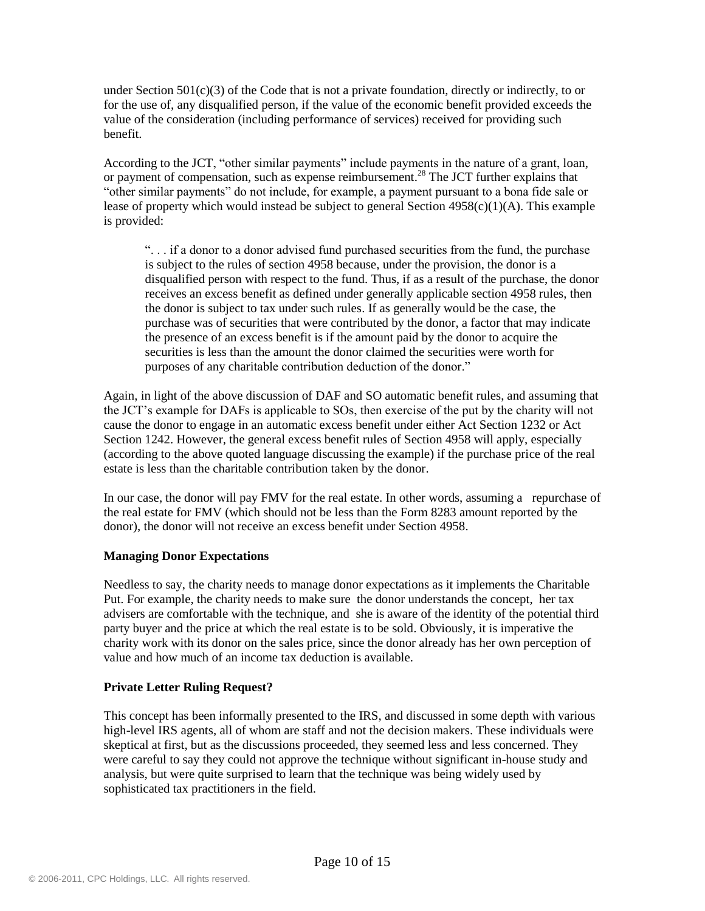under Section 501(c)(3) of the Code that is not a private foundation, directly or indirectly, to or for the use of, any disqualified person, if the value of the economic benefit provided exceeds the value of the consideration (including performance of services) received for providing such benefit.

According to the JCT, "other similar payments" include payments in the nature of a grant, loan, or payment of compensation, such as expense reimbursement.[28] The JCT further explains that "other similar payments" do not include, for example, a payment pursuant to a bona fide sale or lease of property which would instead be subject to general Section 4958(c)(1)(A). This example is provided:

> ". . . if a donor to a donor advised fund purchased securities from the fund, the purchase is subject to the rules of section 4958 because, under the provision, the donor is a disqualified person with respect to the fund. Thus, if as a result of the purchase, the donor receives an excess benefit as defined under generally applicable section 4958 rules, then the donor is subject to tax under such rules. If as generally would be the case, the purchase was of securities that were contributed by the donor, a factor that may indicate the presence of an excess benefit is if the amount paid by the donor to acquire the securities is less than the amount the donor claimed the securities were worth for purposes of any charitable contribution deduction of the donor."

Again, in light of the above discussion of DAF and SO automatic benefit rules, and assuming that the JCT's example for DAFs is applicable to SOs, then exercise of the put by the charity will not cause the donor to engage in an automatic excess benefit under either Act Section 1232 or Act Section 1242. However, the general excess benefit rules of Section 4958 will apply, especially (according to the above quoted language discussing the example) if the purchase price of the real estate is less than the charitable contribution taken by the donor.

In our case, the donor will pay FMV for the real estate. In other words, assuming a repurchase of the real estate for FMV (which should not be less than the Form 8283 amount reported by the donor), the donor will not receive an excess benefit under Section 4958.

**Managing Donor Expectations**

Needless to say, the charity needs to manage donor expectations as it implements the Charitable Put. For example, the charity needs to make sure the donor understands the concept, her tax advisers are comfortable with the technique, and she is aware of the identity of the potential third party buyer and the price at which the real estate is to be sold. Obviously, it is imperative the charity work with its donor on the sales price, since the donor already has her own perception of value and how much of an income tax deduction is available.

**Private Letter Ruling Request?**

This concept has been informally presented to the IRS, and discussed in some depth with various high-level IRS agents, all of whom are staff and not the decision makers. These individuals were skeptical at first, but as the discussions proceeded, they seemed less and less concerned. They were careful to say they could not approve the technique without significant in-house study and analysis, but were quite surprised to learn that the technique was being widely used by sophisticated tax practitioners in the field.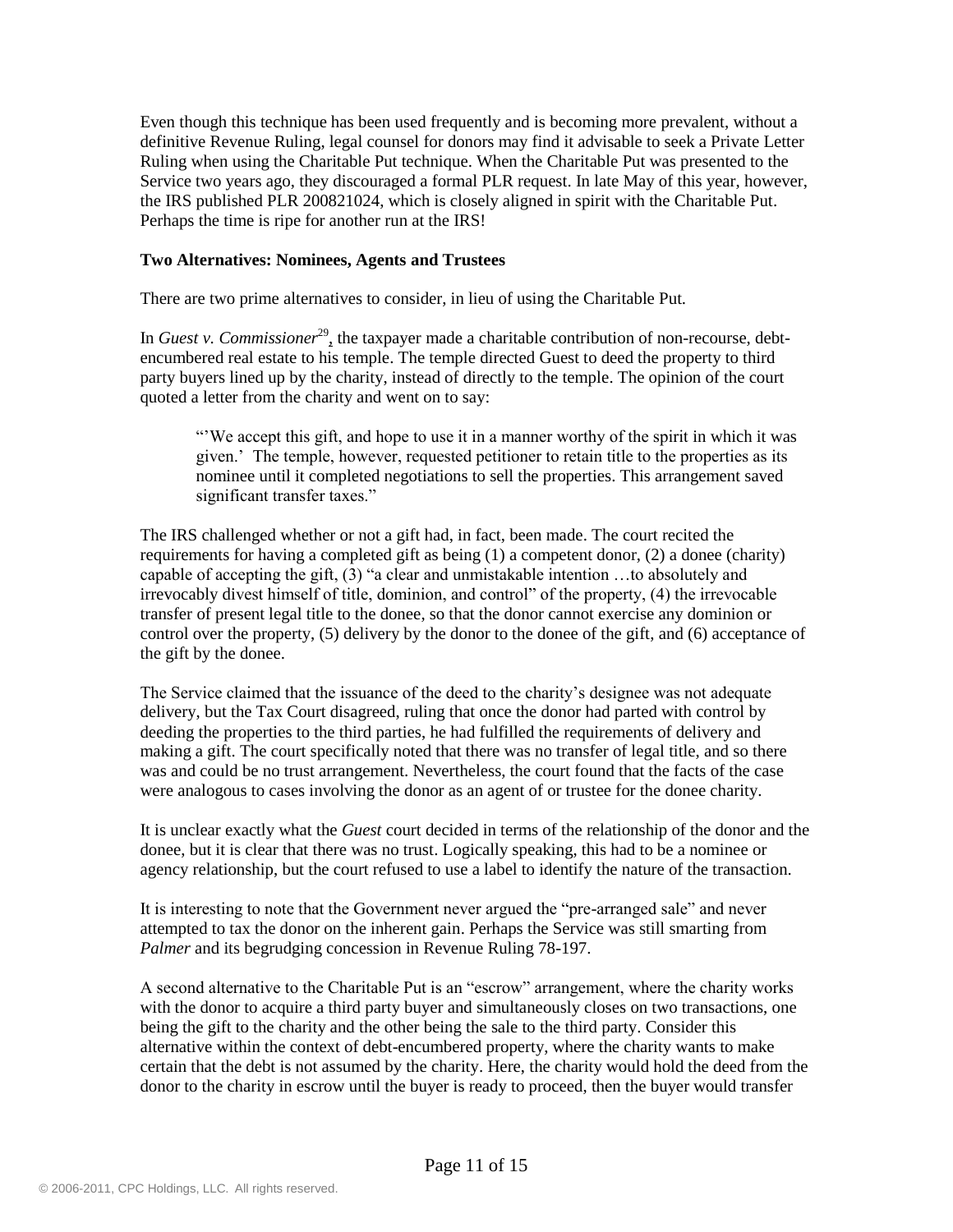Even though this technique has been used frequently and is becoming more prevalent, without a definitive Revenue Ruling, legal counsel for donors may find it advisable to seek a Private Letter Ruling when using the Charitable Put technique. When the Charitable Put was presented to the Service two years ago, they discouraged a formal PLR request. In late May of this year, however, the IRS published PLR 200821024, which is closely aligned in spirit with the Charitable Put. Perhaps the time is ripe for another run at the IRS!

**Two Alternatives: Nominees, Agents and Trustees**

There are two prime alternatives to consider, in lieu of using the Charitable Put.

In *Guest v. Commissioner*[29], the taxpayer made a charitable contribution of non-recourse, debt-encumbered real estate to his temple. The temple directed Guest to deed the property to third party buyers lined up by the charity, instead of directly to the temple. The opinion of the court quoted a letter from the charity and went on to say:

> "'We accept this gift, and hope to use it in a manner worthy of the spirit in which it was given.' The temple, however, requested petitioner to retain title to the properties as its nominee until it completed negotiations to sell the properties. This arrangement saved significant transfer taxes."

The IRS challenged whether or not a gift had, in fact, been made. The court recited the requirements for having a completed gift as being (1) a competent donor, (2) a donee (charity) capable of accepting the gift, (3) "a clear and unmistakable intention …to absolutely and irrevocably divest himself of title, dominion, and control" of the property, (4) the irrevocable transfer of present legal title to the donee, so that the donor cannot exercise any dominion or control over the property, (5) delivery by the donor to the donee of the gift, and (6) acceptance of the gift by the donee.

The Service claimed that the issuance of the deed to the charity's designee was not adequate delivery, but the Tax Court disagreed, ruling that once the donor had parted with control by deeding the properties to the third parties, he had fulfilled the requirements of delivery and making a gift. The court specifically noted that there was no transfer of legal title, and so there was and could be no trust arrangement. Nevertheless, the court found that the facts of the case were analogous to cases involving the donor as an agent of or trustee for the donee charity.

It is unclear exactly what the *Guest* court decided in terms of the relationship of the donor and the donee, but it is clear that there was no trust. Logically speaking, this had to be a nominee or agency relationship, but the court refused to use a label to identify the nature of the transaction.

It is interesting to note that the Government never argued the "pre-arranged sale" and never attempted to tax the donor on the inherent gain. Perhaps the Service was still smarting from *Palmer* and its begrudging concession in Revenue Ruling 78-197.

A second alternative to the Charitable Put is an "escrow" arrangement, where the charity works with the donor to acquire a third party buyer and simultaneously closes on two transactions, one being the gift to the charity and the other being the sale to the third party. Consider this alternative within the context of debt-encumbered property, where the charity wants to make certain that the debt is not assumed by the charity. Here, the charity would hold the deed from the donor to the charity in escrow until the buyer is ready to proceed, then the buyer would transfer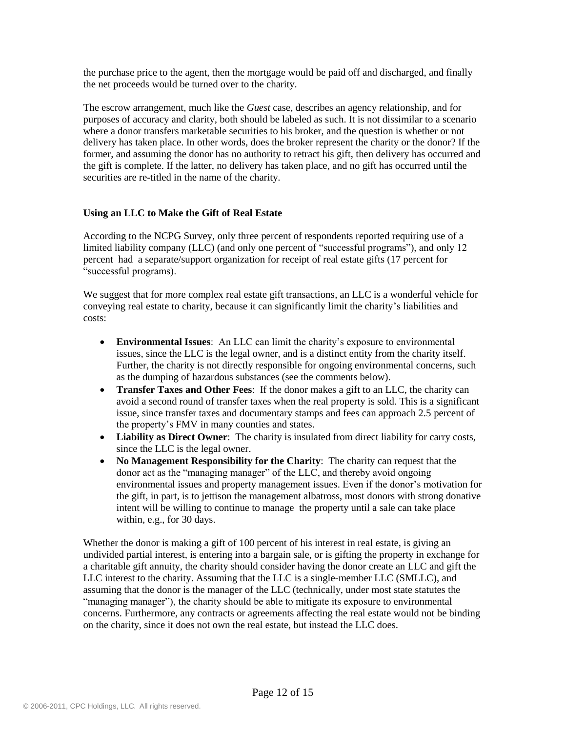the purchase price to the agent, then the mortgage would be paid off and discharged, and finally the net proceeds would be turned over to the charity.

The escrow arrangement, much like the *Guest* case, describes an agency relationship, and for purposes of accuracy and clarity, both should be labeled as such. It is not dissimilar to a scenario where a donor transfers marketable securities to his broker, and the question is whether or not delivery has taken place. In other words, does the broker represent the charity or the donor? If the former, and assuming the donor has no authority to retract his gift, then delivery has occurred and the gift is complete. If the latter, no delivery has taken place, and no gift has occurred until the securities are re-titled in the name of the charity.

**Using an LLC to Make the Gift of Real Estate**

According to the NCPG Survey, only three percent of respondents reported requiring use of a limited liability company (LLC) (and only one percent of "successful programs"), and only 12 percent had a separate/support organization for receipt of real estate gifts (17 percent for "successful programs).

We suggest that for more complex real estate gift transactions, an LLC is a wonderful vehicle for conveying real estate to charity, because it can significantly limit the charity's liabilities and costs:

- **Environmental Issues**: An LLC can limit the charity's exposure to environmental issues, since the LLC is the legal owner, and is a distinct entity from the charity itself. Further, the charity is not directly responsible for ongoing environmental concerns, such as the dumping of hazardous substances (see the comments below).
- **Transfer Taxes and Other Fees**: If the donor makes a gift to an LLC, the charity can avoid a second round of transfer taxes when the real property is sold. This is a significant issue, since transfer taxes and documentary stamps and fees can approach 2.5 percent of the property's FMV in many counties and states.
- **Liability as Direct Owner**: The charity is insulated from direct liability for carry costs, since the LLC is the legal owner.
- **No Management Responsibility for the Charity**: The charity can request that the donor act as the "managing manager" of the LLC, and thereby avoid ongoing environmental issues and property management issues. Even if the donor's motivation for the gift, in part, is to jettison the management albatross, most donors with strong donative intent will be willing to continue to manage the property until a sale can take place within, e.g., for 30 days.

Whether the donor is making a gift of 100 percent of his interest in real estate, is giving an undivided partial interest, is entering into a bargain sale, or is gifting the property in exchange for a charitable gift annuity, the charity should consider having the donor create an LLC and gift the LLC interest to the charity. Assuming that the LLC is a single-member LLC (SMLLC), and assuming that the donor is the manager of the LLC (technically, under most state statutes the "managing manager"), the charity should be able to mitigate its exposure to environmental concerns. Furthermore, any contracts or agreements affecting the real estate would not be binding on the charity, since it does not own the real estate, but instead the LLC does.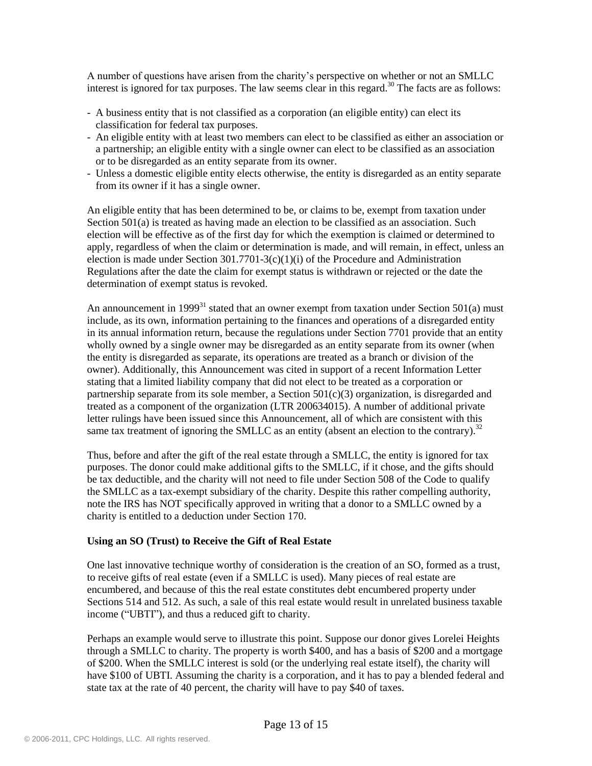A number of questions have arisen from the charity's perspective on whether or not an SMLLC interest is ignored for tax purposes. The law seems clear in this regard.[30] The facts are as follows:

- A business entity that is not classified as a corporation (an eligible entity) can elect its classification for federal tax purposes.
- An eligible entity with at least two members can elect to be classified as either an association or a partnership; an eligible entity with a single owner can elect to be classified as an association or to be disregarded as an entity separate from its owner.
- Unless a domestic eligible entity elects otherwise, the entity is disregarded as an entity separate from its owner if it has a single owner.

An eligible entity that has been determined to be, or claims to be, exempt from taxation under Section 501(a) is treated as having made an election to be classified as an association. Such election will be effective as of the first day for which the exemption is claimed or determined to apply, regardless of when the claim or determination is made, and will remain, in effect, unless an election is made under Section 301.7701-3(c)(1)(i) of the Procedure and Administration Regulations after the date the claim for exempt status is withdrawn or rejected or the date the determination of exempt status is revoked.

An announcement in 1999[31] stated that an owner exempt from taxation under Section 501(a) must include, as its own, information pertaining to the finances and operations of a disregarded entity in its annual information return, because the regulations under Section 7701 provide that an entity wholly owned by a single owner may be disregarded as an entity separate from its owner (when the entity is disregarded as separate, its operations are treated as a branch or division of the owner). Additionally, this Announcement was cited in support of a recent Information Letter stating that a limited liability company that did not elect to be treated as a corporation or partnership separate from its sole member, a Section 501(c)(3) organization, is disregarded and treated as a component of the organization (LTR 200634015). A number of additional private letter rulings have been issued since this Announcement, all of which are consistent with this same tax treatment of ignoring the SMLLC as an entity (absent an election to the contrary).[32]

Thus, before and after the gift of the real estate through a SMLLC, the entity is ignored for tax purposes. The donor could make additional gifts to the SMLLC, if it chose, and the gifts should be tax deductible, and the charity will not need to file under Section 508 of the Code to qualify the SMLLC as a tax-exempt subsidiary of the charity. Despite this rather compelling authority, note the IRS has NOT specifically approved in writing that a donor to a SMLLC owned by a charity is entitled to a deduction under Section 170.

**Using an SO (Trust) to Receive the Gift of Real Estate**

One last innovative technique worthy of consideration is the creation of an SO, formed as a trust, to receive gifts of real estate (even if a SMLLC is used). Many pieces of real estate are encumbered, and because of this the real estate constitutes debt encumbered property under Sections 514 and 512. As such, a sale of this real estate would result in unrelated business taxable income ("UBTI"), and thus a reduced gift to charity.

Perhaps an example would serve to illustrate this point. Suppose our donor gives Lorelei Heights through a SMLLC to charity. The property is worth \$400, and has a basis of \$200 and a mortgage of \$200. When the SMLLC interest is sold (or the underlying real estate itself), the charity will have \$100 of UBTI. Assuming the charity is a corporation, and it has to pay a blended federal and state tax at the rate of 40 percent, the charity will have to pay \$40 of taxes.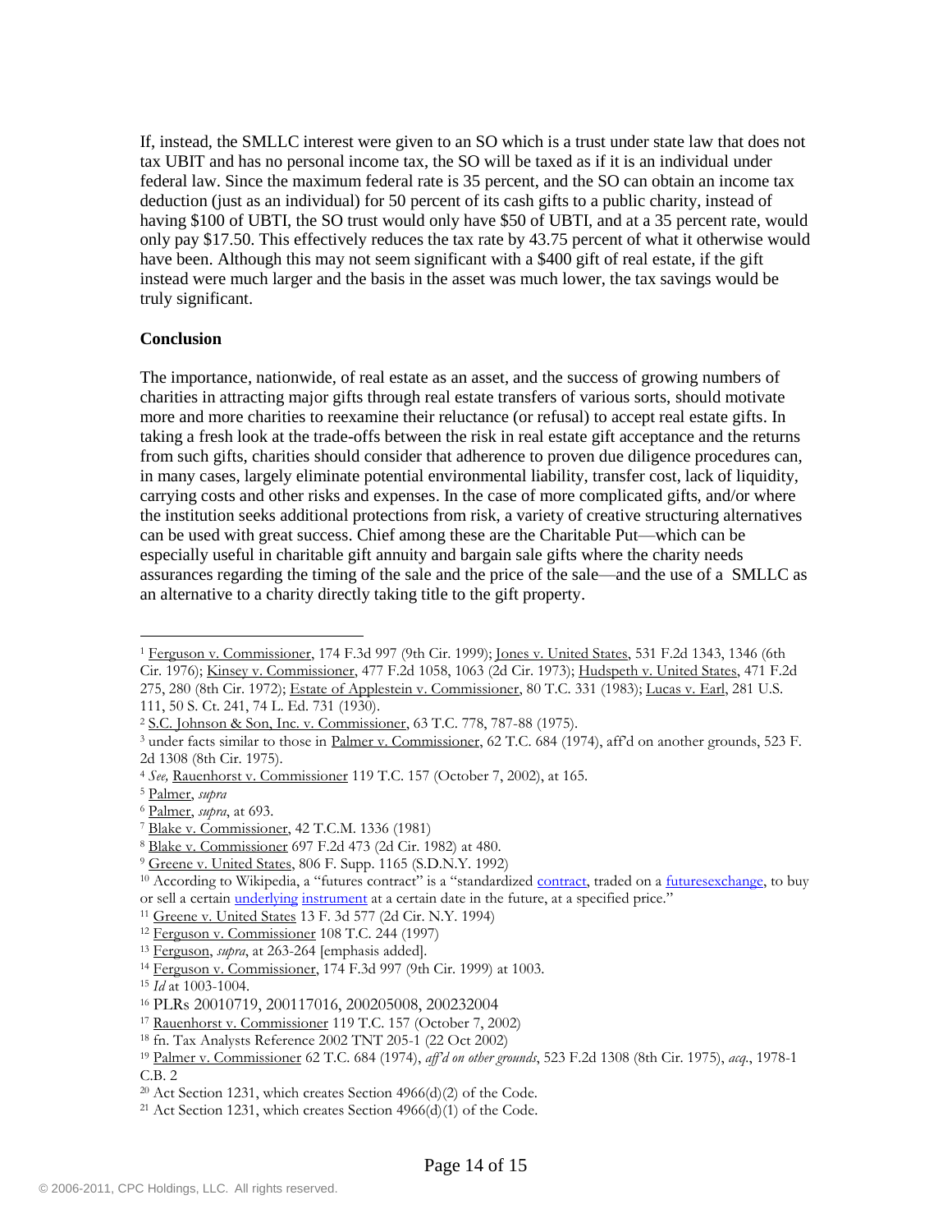If, instead, the SMLLC interest were given to an SO which is a trust under state law that does not tax UBIT and has no personal income tax, the SO will be taxed as if it is an individual under federal law. Since the maximum federal rate is 35 percent, and the SO can obtain an income tax deduction (just as an individual) for 50 percent of its cash gifts to a public charity, instead of having $100 of UBTI, the SO trust would only have $50 of UBTI, and at a 35 percent rate, would only pay $17.50. This effectively reduces the tax rate by 43.75 percent of what it otherwise would have been. Although this may not seem significant with a $400 gift of real estate, if the gift instead were much larger and the basis in the asset was much lower, the tax savings would be truly significant.

**Conclusion**

The importance, nationwide, of real estate as an asset, and the success of growing numbers of charities in attracting major gifts through real estate transfers of various sorts, should motivate more and more charities to reexamine their reluctance (or refusal) to accept real estate gifts. In taking a fresh look at the trade-offs between the risk in real estate gift acceptance and the returns from such gifts, charities should consider that adherence to proven due diligence procedures can, in many cases, largely eliminate potential environmental liability, transfer cost, lack of liquidity, carrying costs and other risks and expenses. In the case of more complicated gifts, and/or where the institution seeks additional protections from risk, a variety of creative structuring alternatives can be used with great success. Chief among these are the Charitable Put—which can be especially useful in charitable gift annuity and bargain sale gifts where the charity needs assurances regarding the timing of the sale and the price of the sale—and the use of a SMLLC as an alternative to a charity directly taking title to the gift property.

---

[1] Ferguson v. Commissioner, 174 F.3d 997 (9th Cir. 1999); Jones v. United States, 531 F.2d 1343, 1346 (6th Cir. 1976); Kinsey v. Commissioner, 477 F.2d 1058, 1063 (2d Cir. 1973); Hudspeth v. United States, 471 F.2d 275, 280 (8th Cir. 1972); Estate of Applestein v. Commissioner, 80 T.C. 331 (1983); Lucas v. Earl, 281 U.S. 111, 50 S. Ct. 241, 74 L. Ed. 731 (1930).

[2] S.C. Johnson & Son, Inc. v. Commissioner, 63 T.C. 778, 787-88 (1975).

[3] under facts similar to those in Palmer v. Commissioner, 62 T.C. 684 (1974), aff'd on another grounds, 523 F. 2d 1308 (8th Cir. 1975).

[4] *See,* Rauenhorst v. Commissioner 119 T.C. 157 (October 7, 2002), at 165.

[5] Palmer, *supra*

[6] Palmer, *supra*, at 693.

[7] Blake v. Commissioner, 42 T.C.M. 1336 (1981)

[8] Blake v. Commissioner 697 F.2d 473 (2d Cir. 1982) at 480.

[9] Greene v. United States, 806 F. Supp. 1165 (S.D.N.Y. 1992)

[10] According to Wikipedia, a "futures contract" is a "standardized contract, traded on a futuresexchange, to buy or sell a certain underlying instrument at a certain date in the future, at a specified price."

[11] Greene v. United States 13 F. 3d 577 (2d Cir. N.Y. 1994)

[12] Ferguson v. Commissioner 108 T.C. 244 (1997)

[13] Ferguson, *supra*, at 263-264 [emphasis added].

[14] Ferguson v. Commissioner, 174 F.3d 997 (9th Cir. 1999) at 1003.

[15] *Id* at 1003-1004.

[16] PLRs 20010719, 200117016, 200205008, 200232004

[17] Rauenhorst v. Commissioner 119 T.C. 157 (October 7, 2002)

[18] fn. Tax Analysts Reference 2002 TNT 205-1 (22 Oct 2002)

[19] Palmer v. Commissioner 62 T.C. 684 (1974), *aff'd on other grounds*, 523 F.2d 1308 (8th Cir. 1975), *acq.*, 1978-1 C.B. 2

[20] Act Section 1231, which creates Section 4966(d)(2) of the Code.

[21] Act Section 1231, which creates Section 4966(d)(1) of the Code.

© 2006-2011, CPC Holdings, LLC. All rights reserved.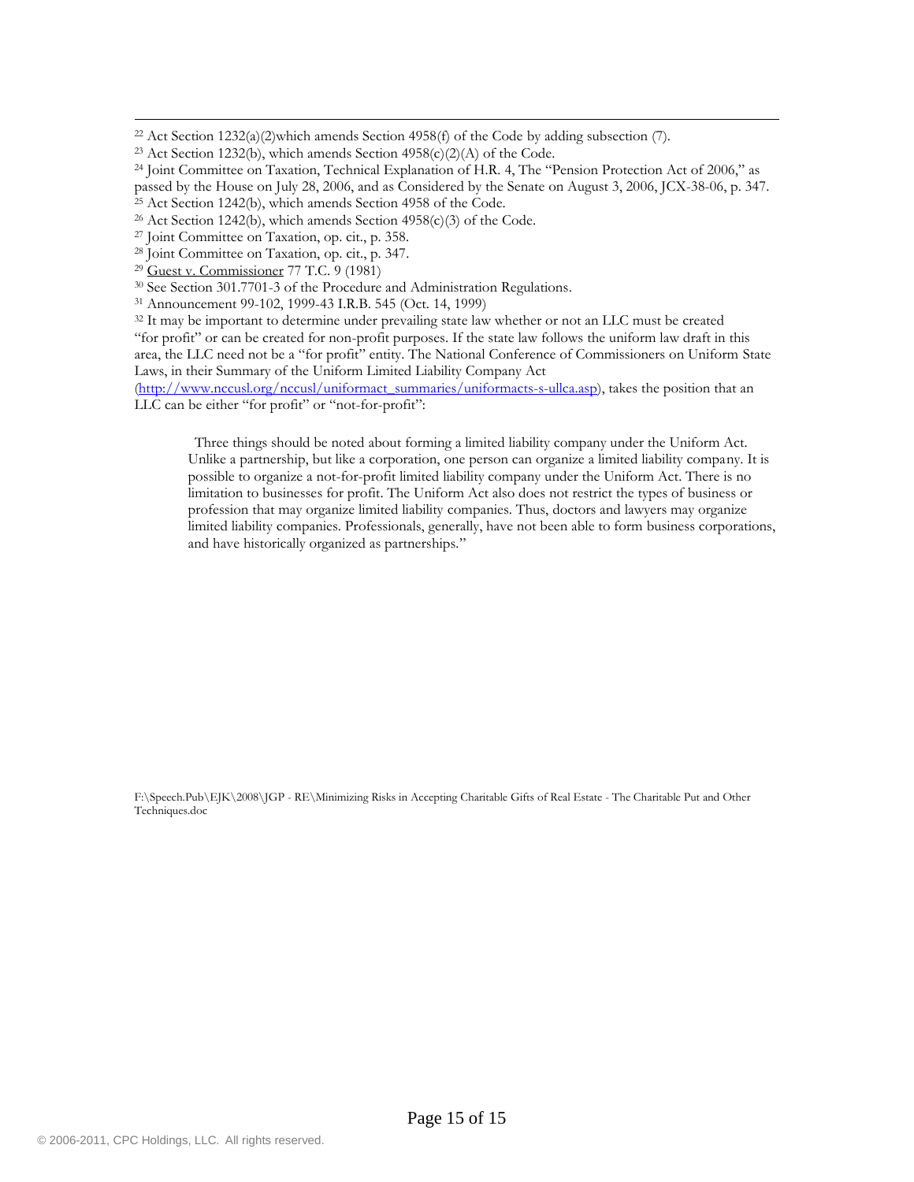[22] Act Section 1232(a)(2)which amends Section 4958(f) of the Code by adding subsection (7).

[23] Act Section 1232(b), which amends Section 4958(c)(2)(A) of the Code.

[24] Joint Committee on Taxation, Technical Explanation of H.R. 4, The "Pension Protection Act of 2006," as passed by the House on July 28, 2006, and as Considered by the Senate on August 3, 2006, JCX-38-06, p. 347.

[25] Act Section 1242(b), which amends Section 4958 of the Code.

[26] Act Section 1242(b), which amends Section 4958(c)(3) of the Code.

[27] Joint Committee on Taxation, op. cit., p. 358.

[28] Joint Committee on Taxation, op. cit., p. 347.

[29] Guest v. Commissioner 77 T.C. 9 (1981)

[30] See Section 301.7701-3 of the Procedure and Administration Regulations.

[31] Announcement 99-102, 1999-43 I.R.B. 545 (Oct. 14, 1999)

[32] It may be important to determine under prevailing state law whether or not an LLC must be created "for profit" or can be created for non-profit purposes. If the state law follows the uniform law draft in this area, the LLC need not be a "for profit" entity. The National Conference of Commissioners on Uniform State Laws, in their Summary of the Uniform Limited Liability Company Act (http://www.nccusl.org/nccusl/uniformact_summaries/uniformacts-s-ullca.asp), takes the position that an LLC can be either "for profit" or "not-for-profit":

> Three things should be noted about forming a limited liability company under the Uniform Act. Unlike a partnership, but like a corporation, one person can organize a limited liability company. It is possible to organize a not-for-profit limited liability company under the Uniform Act. There is no limitation to businesses for profit. The Uniform Act also does not restrict the types of business or profession that may organize limited liability companies. Thus, doctors and lawyers may organize limited liability companies. Professionals, generally, have not been able to form business corporations, and have historically organized as partnerships."

F:\Speech.Pub\EJK\2008\JGP - RE\Minimizing Risks in Accepting Charitable Gifts of Real Estate - The Charitable Put and Other Techniques.doc

© 2006-2011, CPC Holdings, LLC. All rights reserved.